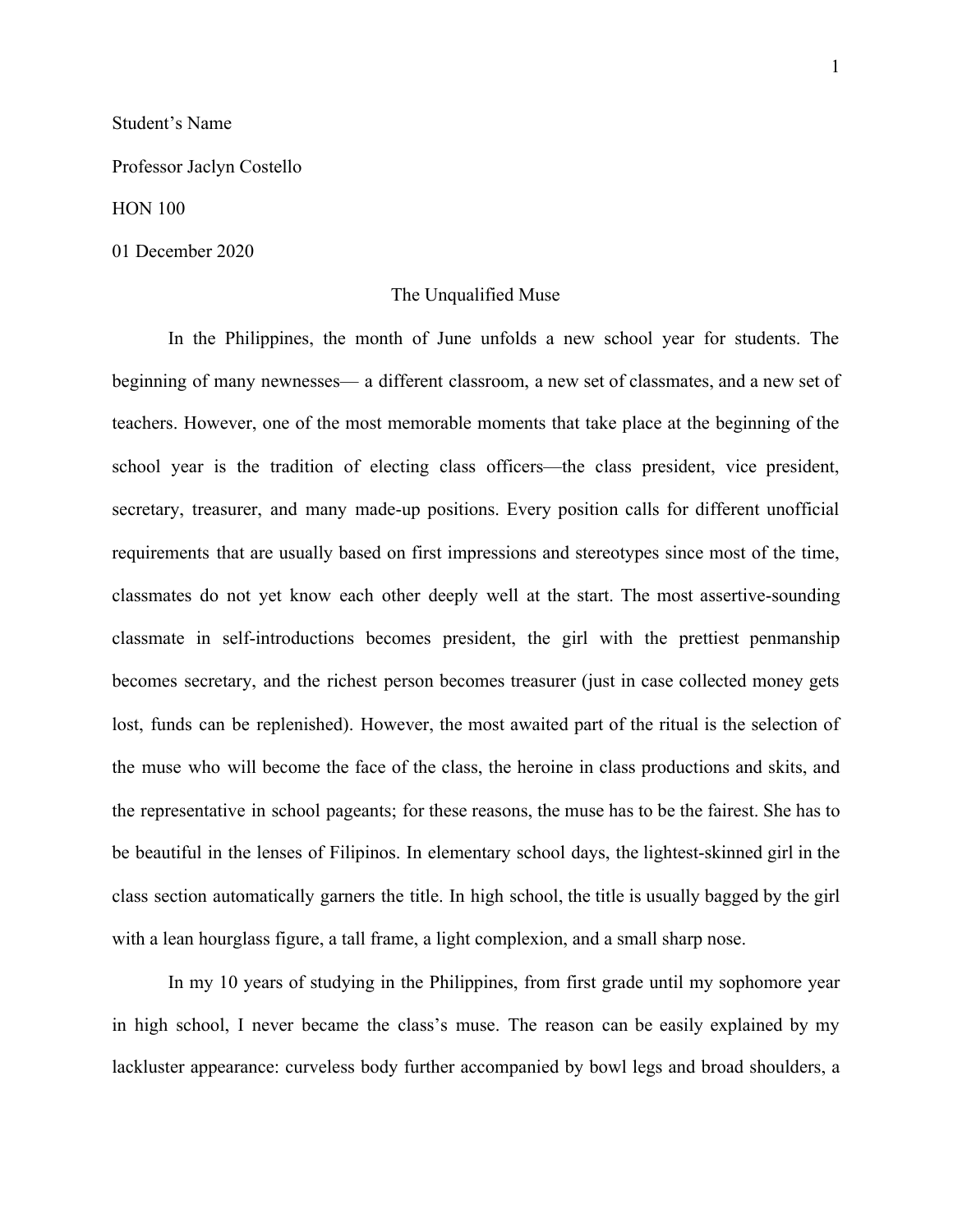Student's Name

Professor Jaclyn Costello

HON 100

01 December 2020

# The Unqualified Muse

In the Philippines, the month of June unfolds a new school year for students. The beginning of many newnesses— a different classroom, a new set of classmates, and a new set of teachers. However, one of the most memorable moments that take place at the beginning of the school year is the tradition of electing class officers—the class president, vice president, secretary, treasurer, and many made-up positions. Every position calls for different unofficial requirements that are usually based on first impressions and stereotypes since most of the time, classmates do not yet know each other deeply well at the start. The most assertive-sounding classmate in self-introductions becomes president, the girl with the prettiest penmanship becomes secretary, and the richest person becomes treasurer (just in case collected money gets lost, funds can be replenished). However, the most awaited part of the ritual is the selection of the muse who will become the face of the class, the heroine in class productions and skits, and the representative in school pageants; for these reasons, the muse has to be the fairest. She has to be beautiful in the lenses of Filipinos. In elementary school days, the lightest-skinned girl in the class section automatically garners the title. In high school, the title is usually bagged by the girl with a lean hourglass figure, a tall frame, a light complexion, and a small sharp nose.

In my 10 years of studying in the Philippines, from first grade until my sophomore year in high school, I never became the class's muse. The reason can be easily explained by my lackluster appearance: curveless body further accompanied by bowl legs and broad shoulders, a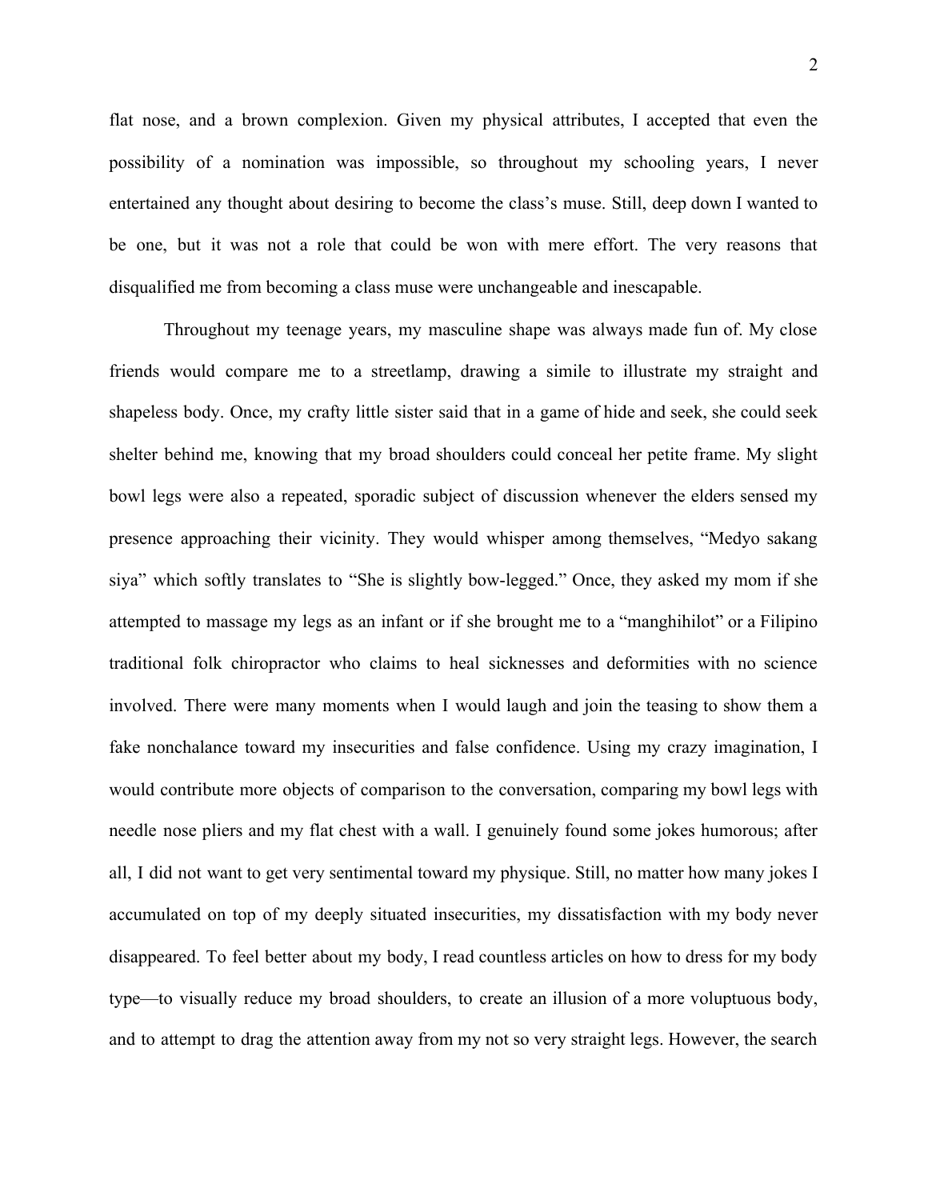flat nose, and a brown complexion. Given my physical attributes, I accepted that even the possibility of a nomination was impossible, so throughout my schooling years, I never entertained any thought about desiring to become the class's muse. Still, deep down I wanted to be one, but it was not a role that could be won with mere effort. The very reasons that disqualified me from becoming a class muse were unchangeable and inescapable.

Throughout my teenage years, my masculine shape was always made fun of. My close friends would compare me to a streetlamp, drawing a simile to illustrate my straight and shapeless body. Once, my crafty little sister said that in a game of hide and seek, she could seek shelter behind me, knowing that my broad shoulders could conceal her petite frame. My slight bowl legs were also a repeated, sporadic subject of discussion whenever the elders sensed my presence approaching their vicinity. They would whisper among themselves, "Medyo sakang siya" which softly translates to "She is slightly bow-legged." Once, they asked my mom if she attempted to massage my legs as an infant or if she brought me to a "manghihilot" or a Filipino traditional folk chiropractor who claims to heal sicknesses and deformities with no science involved. There were many moments when I would laugh and join the teasing to show them a fake nonchalance toward my insecurities and false confidence. Using my crazy imagination, I would contribute more objects of comparison to the conversation, comparing my bowl legs with needle nose pliers and my flat chest with a wall. I genuinely found some jokes humorous; after all, I did not want to get very sentimental toward my physique. Still, no matter how many jokes I accumulated on top of my deeply situated insecurities, my dissatisfaction with my body never disappeared. To feel better about my body, I read countless articles on how to dress for my body type—to visually reduce my broad shoulders, to create an illusion of a more voluptuous body, and to attempt to drag the attention away from my not so very straight legs. However, the search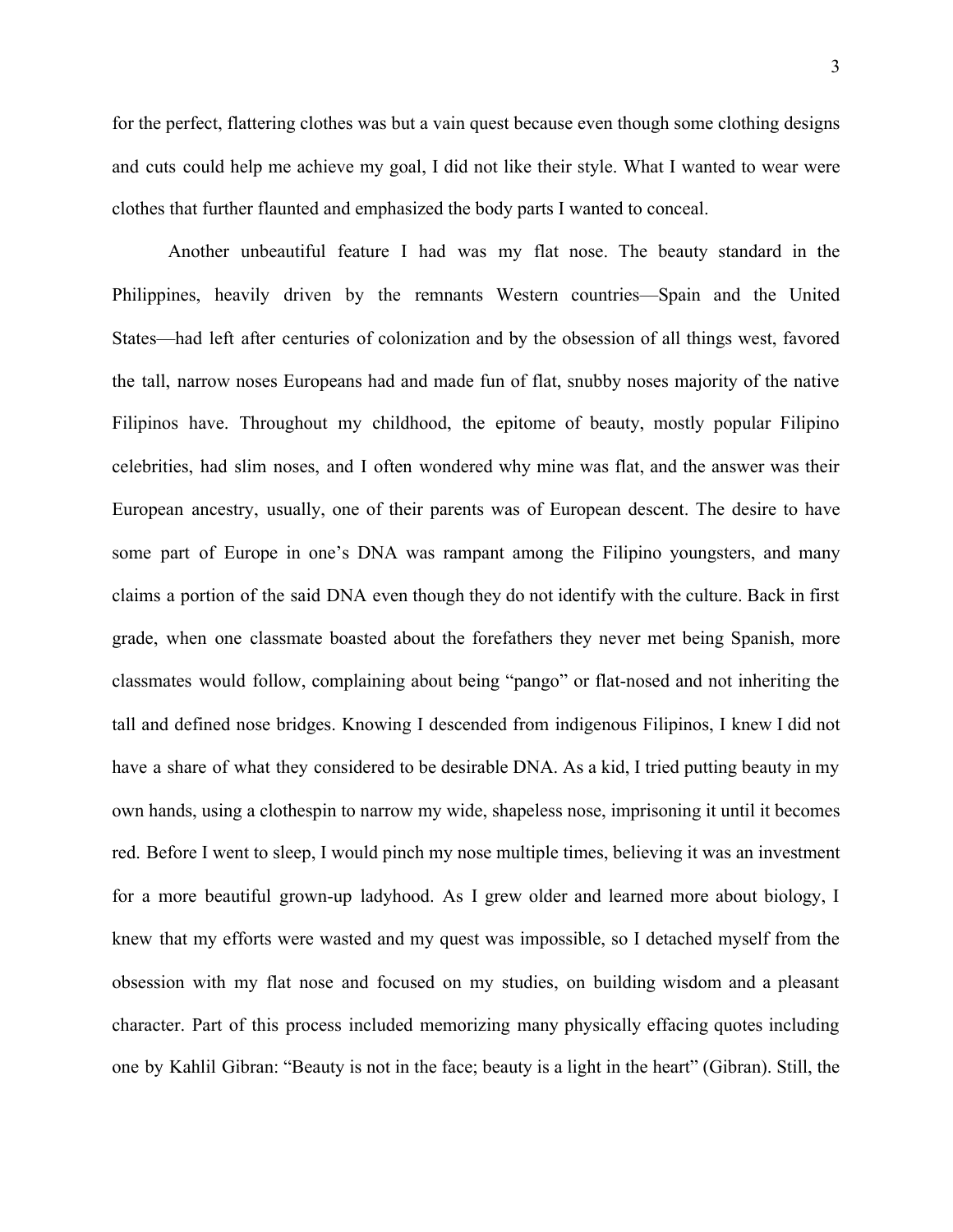for the perfect, flattering clothes was but a vain quest because even though some clothing designs and cuts could help me achieve my goal, I did not like their style. What I wanted to wear were clothes that further flaunted and emphasized the body parts I wanted to conceal.

Another unbeautiful feature I had was my flat nose. The beauty standard in the Philippines, heavily driven by the remnants Western countries—Spain and the United States—had left after centuries of colonization and by the obsession of all things west, favored the tall, narrow noses Europeans had and made fun of flat, snubby noses majority of the native Filipinos have. Throughout my childhood, the epitome of beauty, mostly popular Filipino celebrities, had slim noses, and I often wondered why mine was flat, and the answer was their European ancestry, usually, one of their parents was of European descent. The desire to have some part of Europe in one's DNA was rampant among the Filipino youngsters, and many claims a portion of the said DNA even though they do not identify with the culture. Back in first grade, when one classmate boasted about the forefathers they never met being Spanish, more classmates would follow, complaining about being "pango" or flat-nosed and not inheriting the tall and defined nose bridges. Knowing I descended from indigenous Filipinos, I knew I did not have a share of what they considered to be desirable DNA. As a kid, I tried putting beauty in my own hands, using a clothespin to narrow my wide, shapeless nose, imprisoning it until it becomes red. Before I went to sleep, I would pinch my nose multiple times, believing it was an investment for a more beautiful grown-up ladyhood. As I grew older and learned more about biology, I knew that my efforts were wasted and my quest was impossible, so I detached myself from the obsession with my flat nose and focused on my studies, on building wisdom and a pleasant character. Part of this process included memorizing many physically effacing quotes including one by Kahlil Gibran: "Beauty is not in the face; beauty is a light in the heart" (Gibran). Still, the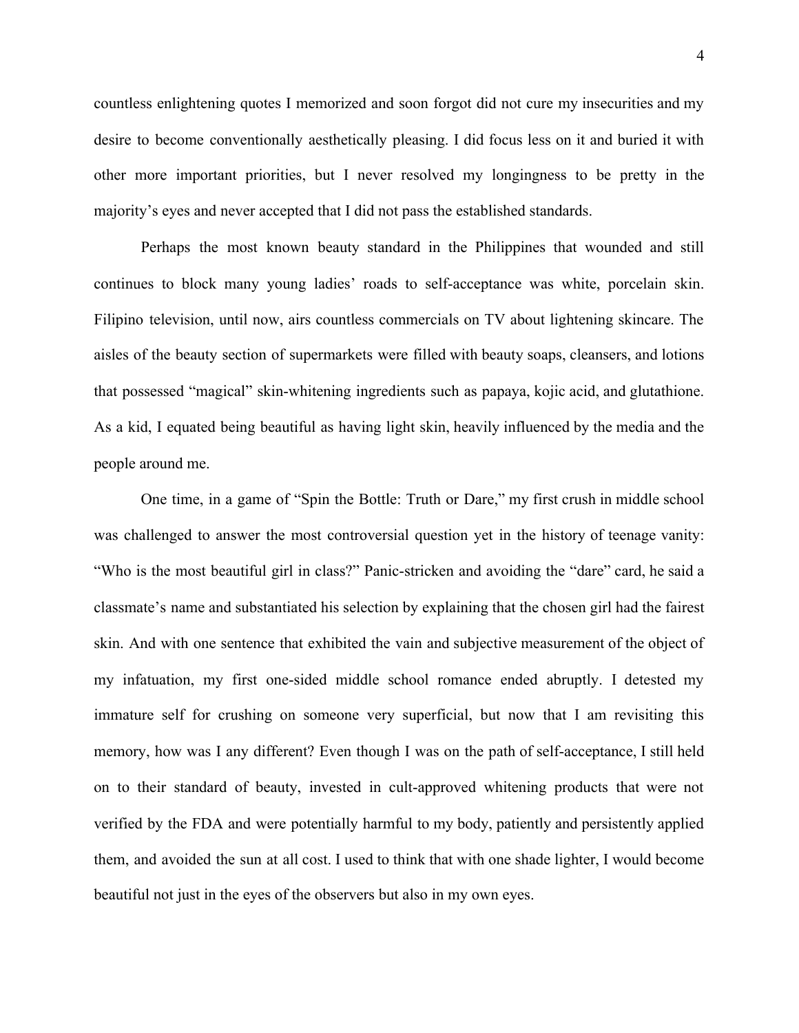countless enlightening quotes I memorized and soon forgot did not cure my insecurities and my desire to become conventionally aesthetically pleasing. I did focus less on it and buried it with other more important priorities, but I never resolved my longingness to be pretty in the majority's eyes and never accepted that I did not pass the established standards.

Perhaps the most known beauty standard in the Philippines that wounded and still continues to block many young ladies' roads to self-acceptance was white, porcelain skin. Filipino television, until now, airs countless commercials on TV about lightening skincare. The aisles of the beauty section of supermarkets were filled with beauty soaps, cleansers, and lotions that possessed "magical" skin-whitening ingredients such as papaya, kojic acid, and glutathione. As a kid, I equated being beautiful as having light skin, heavily influenced by the media and the people around me.

One time, in a game of "Spin the Bottle: Truth or Dare," my first crush in middle school was challenged to answer the most controversial question yet in the history of teenage vanity: "Who is the most beautiful girl in class?" Panic-stricken and avoiding the "dare" card, he said a classmate's name and substantiated his selection by explaining that the chosen girl had the fairest skin. And with one sentence that exhibited the vain and subjective measurement of the object of my infatuation, my first one-sided middle school romance ended abruptly. I detested my immature self for crushing on someone very superficial, but now that I am revisiting this memory, how was I any different? Even though I was on the path of self-acceptance, I still held on to their standard of beauty, invested in cult-approved whitening products that were not verified by the FDA and were potentially harmful to my body, patiently and persistently applied them, and avoided the sun at all cost. I used to think that with one shade lighter, I would become beautiful not just in the eyes of the observers but also in my own eyes.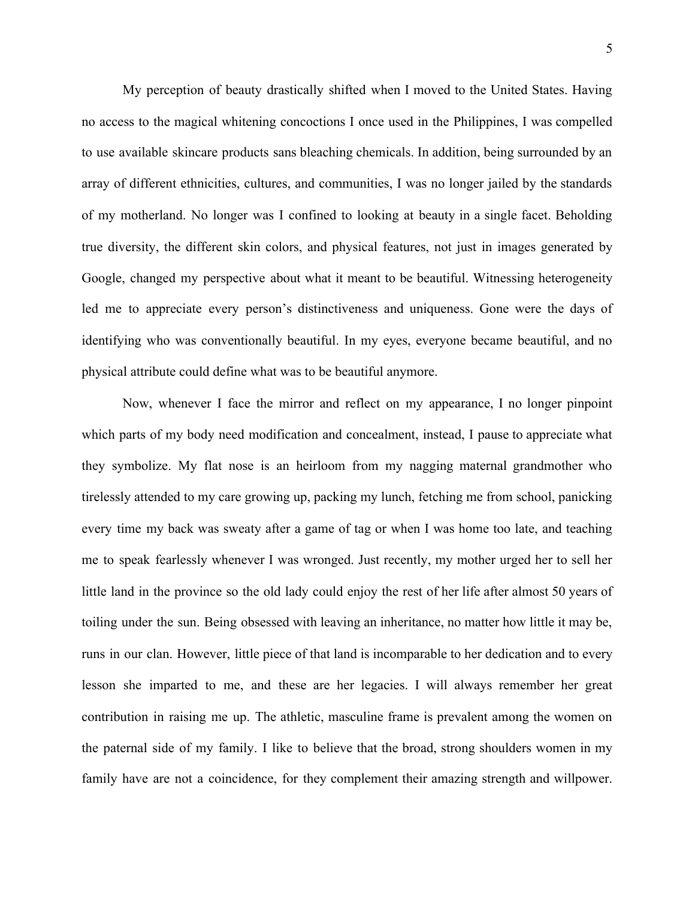My perception of beauty drastically shifted when I moved to the United States. Having no access to the magical whitening concoctions I once used in the Philippines, I was compelled to use available skincare products sans bleaching chemicals. In addition, being surrounded by an array of different ethnicities, cultures, and communities, I was no longer jailed by the standards of my motherland. No longer was I confined to looking at beauty in a single facet. Beholding true diversity, the different skin colors, and physical features, not just in images generated by Google, changed my perspective about what it meant to be beautiful. Witnessing heterogeneity led me to appreciate every person's distinctiveness and uniqueness. Gone were the days of identifying who was conventionally beautiful. In my eyes, everyone became beautiful, and no physical attribute could define what was to be beautiful anymore.

Now, whenever I face the mirror and reflect on my appearance, I no longer pinpoint which parts of my body need modification and concealment, instead, I pause to appreciate what they symbolize. My flat nose is an heirloom from my nagging maternal grandmother who tirelessly attended to my care growing up, packing my lunch, fetching me from school, panicking every time my back was sweaty after a game of tag or when I was home too late, and teaching me to speak fearlessly whenever I was wronged. Just recently, my mother urged her to sell her little land in the province so the old lady could enjoy the rest of her life after almost 50 years of toiling under the sun. Being obsessed with leaving an inheritance, no matter how little it may be, runs in our clan. However, little piece of that land is incomparable to her dedication and to every lesson she imparted to me, and these are her legacies. I will always remember her great contribution in raising me up. The athletic, masculine frame is prevalent among the women on the paternal side of my family. I like to believe that the broad, strong shoulders women in my family have are not a coincidence, for they complement their amazing strength and willpower.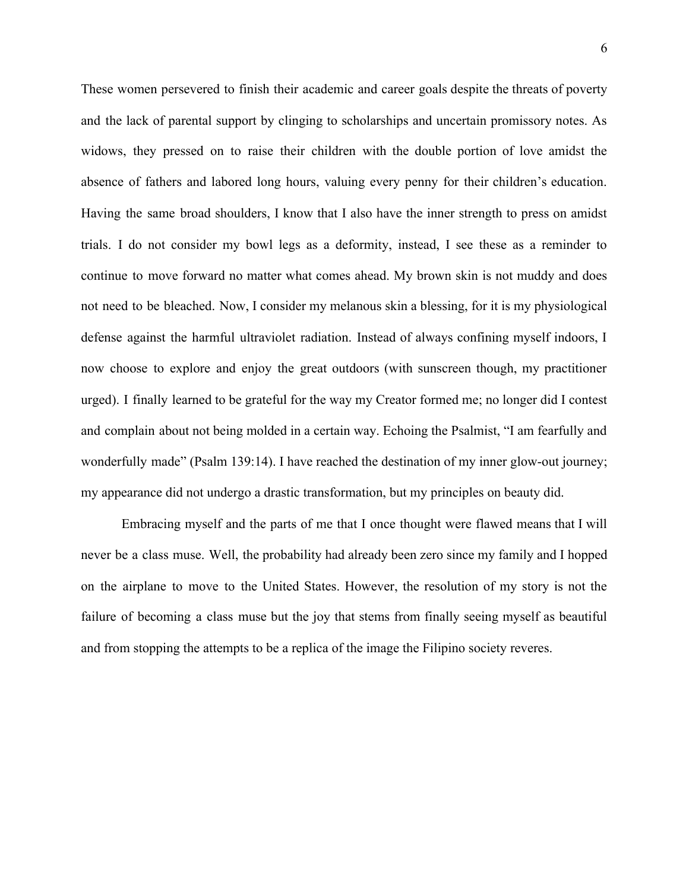These women persevered to finish their academic and career goals despite the threats of poverty and the lack of parental support by clinging to scholarships and uncertain promissory notes. As widows, they pressed on to raise their children with the double portion of love amidst the absence of fathers and labored long hours, valuing every penny for their children's education. Having the same broad shoulders, I know that I also have the inner strength to press on amidst trials. I do not consider my bowl legs as a deformity, instead, I see these as a reminder to continue to move forward no matter what comes ahead. My brown skin is not muddy and does not need to be bleached. Now, I consider my melanous skin a blessing, for it is my physiological defense against the harmful ultraviolet radiation. Instead of always confining myself indoors, I now choose to explore and enjoy the great outdoors (with sunscreen though, my practitioner urged). I finally learned to be grateful for the way my Creator formed me; no longer did I contest and complain about not being molded in a certain way. Echoing the Psalmist, "I am fearfully and wonderfully made" (Psalm 139:14). I have reached the destination of my inner glow-out journey; my appearance did not undergo a drastic transformation, but my principles on beauty did.

Embracing myself and the parts of me that I once thought were flawed means that I will never be a class muse. Well, the probability had already been zero since my family and I hopped on the airplane to move to the United States. However, the resolution of my story is not the failure of becoming a class muse but the joy that stems from finally seeing myself as beautiful and from stopping the attempts to be a replica of the image the Filipino society reveres.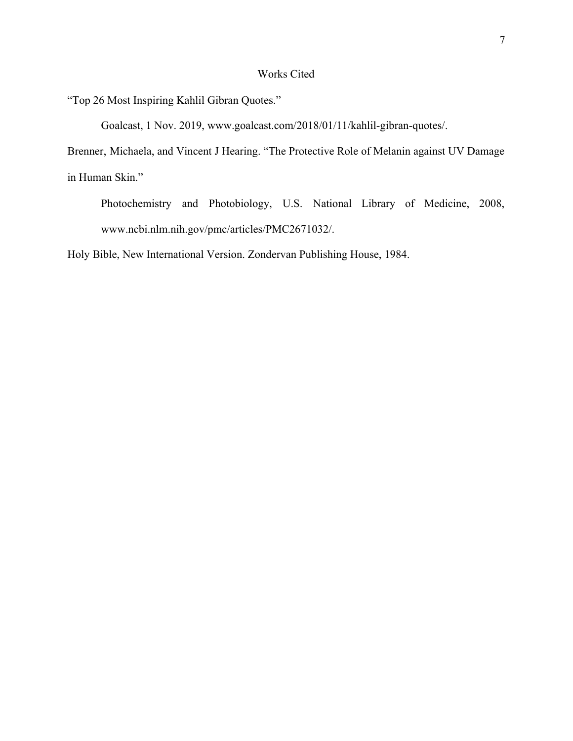# Works Cited

"Top 26 Most Inspiring Kahlil Gibran Quotes."

Goalcast, 1 Nov. 2019, www.goalcast.com/2018/01/11/kahlil-gibran-quotes/.

Brenner, Michaela, and Vincent J Hearing. "The Protective Role of Melanin against UV Damage in Human Skin."

Photochemistry and Photobiology, U.S. National Library of Medicine, 2008, www.ncbi.nlm.nih.gov/pmc/articles/PMC2671032/.

Holy Bible, New International Version. Zondervan Publishing House, 1984.